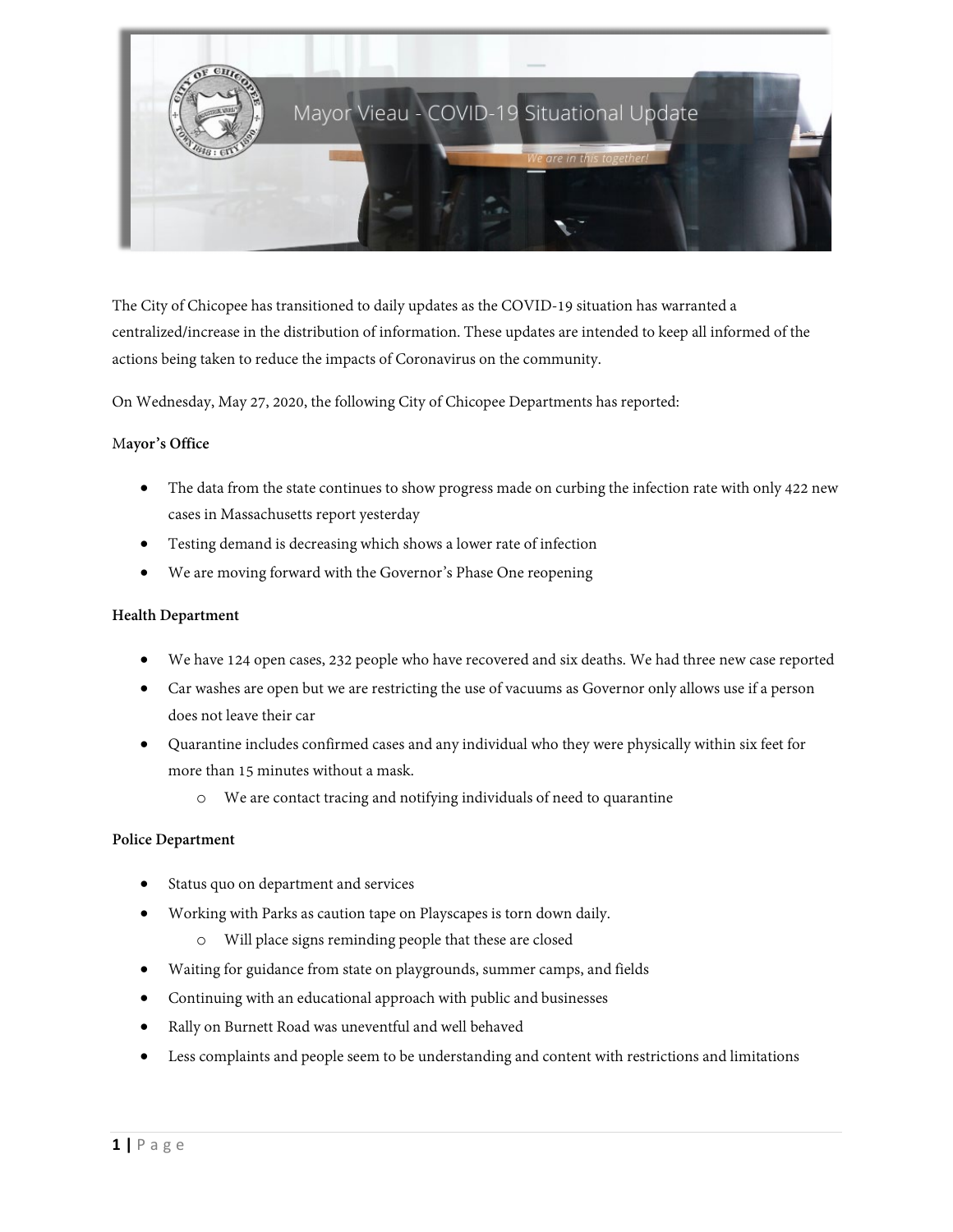# Mayor Vieau - COVID-19 Situational Update

*We are in this together!*

The City of Chicopee has transitioned to daily updates as the COVID-19 situation has warranted a centralized/increase in the distribution of information. These updates are intended to keep all informed of the actions being taken to reduce the impacts of Coronavirus on the community.

On Wednesday, May 27, 2020, the following City of Chicopee Departments has reported:

**Mayor's Office**

- The data from the state continues to show progress made on curbing the infection rate with only 422 new cases in Massachusetts report yesterday
- Testing demand is decreasing which shows a lower rate of infection
- We are moving forward with the Governor's Phase One reopening

**Health Department**

- We have 124 open cases, 232 people who have recovered and six deaths. We had three new case reported
- Car washes are open but we are restricting the use of vacuums as Governor only allows use if a person does not leave their car
- Quarantine includes confirmed cases and any individual who they were physically within six feet for more than 15 minutes without a mask.
    - We are contact tracing and notifying individuals of need to quarantine

**Police Department**

- Status quo on department and services
- Working with Parks as caution tape on Playscapes is torn down daily.
    - Will place signs reminding people that these are closed
- Waiting for guidance from state on playgrounds, summer camps, and fields
- Continuing with an educational approach with public and businesses
- Rally on Burnett Road was uneventful and well behaved
- Less complaints and people seem to be understanding and content with restrictions and limitations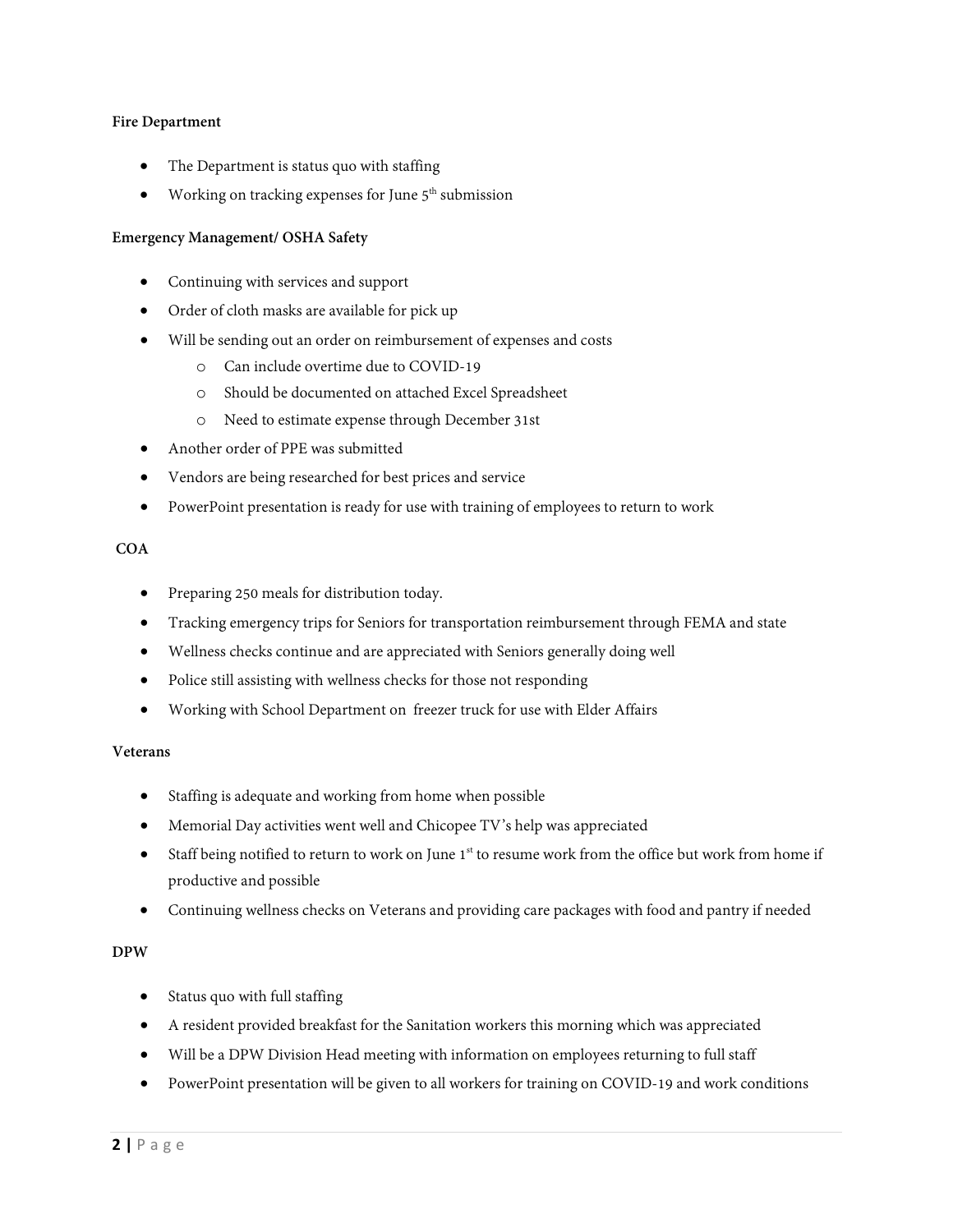**Fire Department**

- The Department is status quo with staffing
- Working on tracking expenses for June 5th submission

**Emergency Management/ OSHA Safety**

- Continuing with services and support
- Order of cloth masks are available for pick up
- Will be sending out an order on reimbursement of expenses and costs
    - Can include overtime due to COVID-19
    - Should be documented on attached Excel Spreadsheet
    - Need to estimate expense through December 31st
- Another order of PPE was submitted
- Vendors are being researched for best prices and service
- PowerPoint presentation is ready for use with training of employees to return to work

**COA**

- Preparing 250 meals for distribution today.
- Tracking emergency trips for Seniors for transportation reimbursement through FEMA and state
- Wellness checks continue and are appreciated with Seniors generally doing well
- Police still assisting with wellness checks for those not responding
- Working with School Department on freezer truck for use with Elder Affairs

**Veterans**

- Staffing is adequate and working from home when possible
- Memorial Day activities went well and Chicopee TV's help was appreciated
- Staff being notified to return to work on June 1st to resume work from the office but work from home if productive and possible
- Continuing wellness checks on Veterans and providing care packages with food and pantry if needed

**DPW**

- Status quo with full staffing
- A resident provided breakfast for the Sanitation workers this morning which was appreciated
- Will be a DPW Division Head meeting with information on employees returning to full staff
- PowerPoint presentation will be given to all workers for training on COVID-19 and work conditions